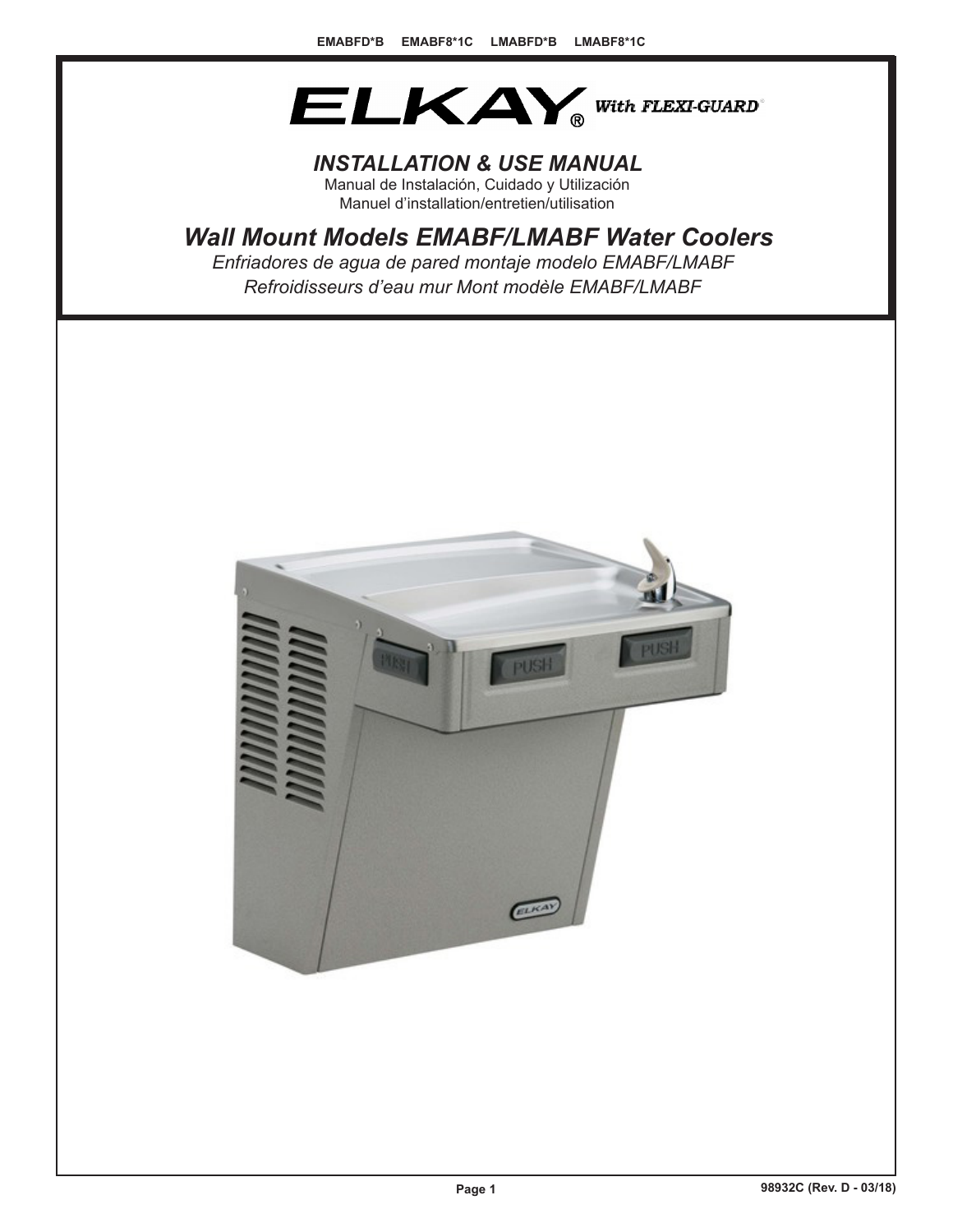EMABFD*B EMABF8*1C LMABFD*B LMABF8*1C

# ELKAY® *With FLEXI-GUARD®*

## *INSTALLATION & USE MANUAL*

Manual de Instalación, Cuidado y Utilización

Manuel d'installation/entretien/utilisation

## *Wall Mount Models EMABF/LMABF Water Coolers*

*Enfriadores de agua de pared montaje modelo EMABF/LMABF*

*Refroidisseurs d'eau mur Mont modèle EMABF/LMABF*

98932C (Rev. D - 03/18)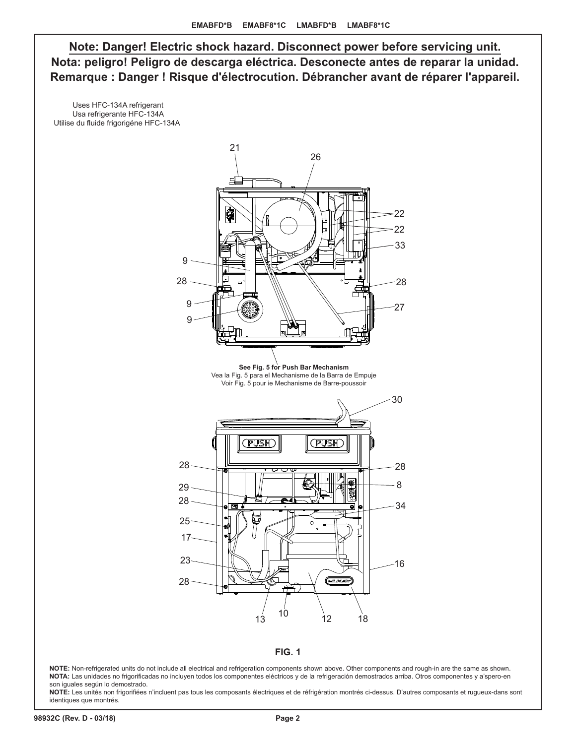**Note: Danger! Electric shock hazard. Disconnect power before servicing unit.**
**Nota: peligro! Peligro de descarga eléctrica. Desconecte antes de reparar la unidad.**
**Remarque : Danger ! Risque d'électrocution. Débrancher avant de réparer l'appareil.**

Uses HFC-134A refrigerant
Usa refrigerante HFC-134A
Utilise du fluide frigorigéne HFC-134A

21 26 22 22 33 9 28 28 9 9 27

**See Fig. 5 for Push Bar Mechanism**
Vea la Fig. 5 para el Mechanisme de la Barra de Empuje
Voir Fig. 5 pour ie Mechanisme de Barre-poussoir

30 28 28 29 8 28 34 25 17 23 16 28 13 10 12 18

**FIG. 1**

**NOTE:** Non-refrigerated units do not include all electrical and refrigeration components shown above. Other components and rough-in are the same as shown.
**NOTA:** Las unidades no frigorificadas no incluyen todos los componentes eléctricos y de la refrigeración demostrados arriba. Otros componentes y a'spero-en son iguales según lo demostrado.
**NOTE:** Les unités non frigorifiées n'incluent pas tous les composants électriques et de réfrigération montrés ci-dessus. D'autres composants et rugueux-dans sont identiques que montrés.

98932C (Rev. D - 03/18)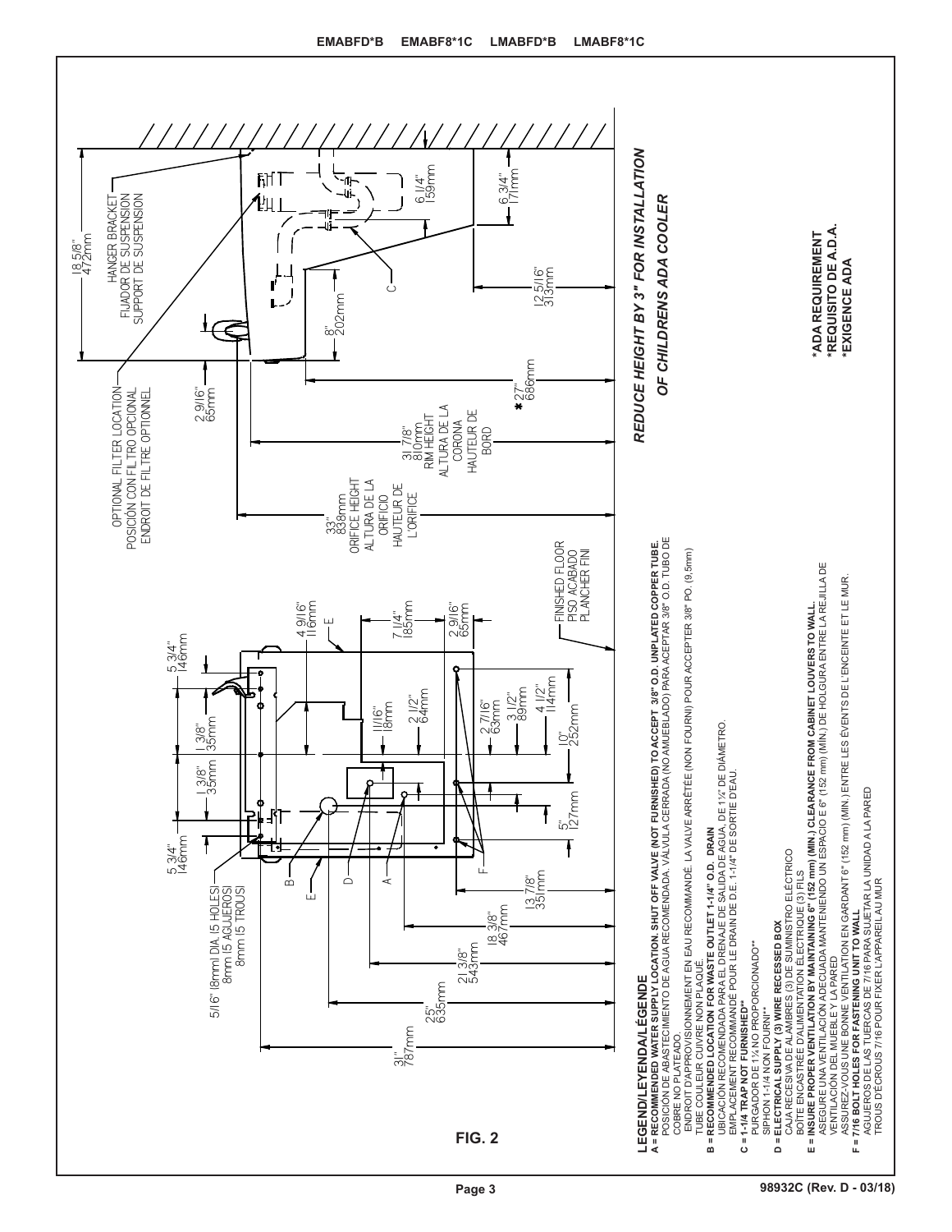EMABFD*B EMABF8*1C LMABFD*B LMABF8*1C

OPTIONAL FILTER LOCATION
POSICIÓN CON FILTRO OPCIONAL
ENDROIT DE FILTRE OPTIONNEL

HANGER BRACKET
FIJADOR DE SUSPENSIÓN
SUPPORT DE SUSPENSION

18 5/8" 472mm

2 9/16" 65mm

8" 202mm

6 1/4" 159mm

6 3/4" 171mm

12 5/16" 313mm

* 27" 686mm

31 7/8" 810mm RIM HEIGHT ALTURA DE LA CORONA HAUTEUR DE BORD

33" 838mm ORIFICE HEIGHT ALTURA DE LA ORIFICIO HAUTEUR DE L'ORIFICE

FINISHED FLOOR
PISO ACABADO
PLANCHER FINI

5/16" (8mm) DIA. (5 HOLES)
8mm (5 AGUJEROS)
8mm (5 TROUS)

5 3/4" 146mm

1 3/8" 35mm

1 3/8" 35mm

5 3/4" 146mm

4 9/16" 116mm

7 1/4" 185mm

2 9/16" 65mm

11/16" 18mm

2 1/2" 64mm

2 7/16" 63mm

3 1/2" 89mm

4 1/2" 114mm

10" 252mm

5" 127mm

13 7/8" 351mm

18 3/8" 467mm

21 3/8" 543mm

25" 635mm

31" 787mm

*REDUCE HEIGHT BY 3" FOR INSTALLATION OF CHILDRENS ADA COOLER*

**\*ADA REQUIREMENT**
**\*REQUISITO DE A.D.A.**
**\*EXIGENCE ADA**

**FIG. 2**

## LEGEND/LEYENDA/LÉGENDE

**A = RECOMMENDED WATER SUPPLY LOCATION. SHUT OFF VALVE (NOT FURNISHED) TO ACCEPT 3/8" O.D. UNPLATED COPPER TUBE.**
POSICIÓN DE ABASTECIMIENTO DE AGUA RECOMENDADA. VÁLVULA CERRADA (NO AMUEBLADO) PARA ACEPTAR 3/8" O.D. TUBO DE COBRE NO PLATEADO.
ENDROIT D'APPROVISIONNEMENT EN EAU RECOMMANDÉ. LA VALVE ARRÊTÉE (NON FOURNI) POUR ACCEPTER 3/8" PO. (9,5mm) TUBE COULEUR CUIVRE NON PLAQUÉ.

**B = RECOMMENDED LOCATION FOR WASTE OUTLET 1-1/4" O.D. DRAIN**
UBICACIÓN RECOMENDADA PARA EL DRENAJE DE SALIDA DE AGUA DE 1¼" DE DIÁMETRO.
EMPLACEMENT RECOMMANDÉ POUR LE DRAIN DE D.E. 1-1/4" DE SORTIE D'EAU.

**C = 1-1/4 TRAP NOT FURNISHED\*\***
PURGADOR DE 1¼ NO PROPORCIONADO\*\*
SIPHON 1-1/4 NON FOURNI\*\*

**D = ELECTRICAL SUPPLY (3) WIRE RECESSED BOX**
CAJA RECESIVA DE ALAMBRES (3) DE SUMINISTRO ELÉCTRICO
BOÎTE ENCASTRÉE D'ALIMENTATION ÉLECTRIQUE (3) FILS

**E = INSURE PROPER VENTILATION BY MAINTAINING 6" (152 mm) (MIN.) CLEARANCE FROM CABINET LOUVERS TO WALL.**
ASEGURE UNA VENTILACIÓN ADECUADA MANTENIENDO UN ESPACIO E 6" (152 mm) (MÍN.) DE HOLGURA ENTRE LA REJILLA DE VENTILACIÓN DEL MUEBLE Y LA PARED
ASSUREZ-VOUS UNE BONNE VENTILATION EN GARDANT 6" (152 mm) (MIN.) ENTRE LES ÉVENTS DE L'ENCEINTE ET LE MUR.

**F = 7/16 BOLT HOLES FOR FASTENING UNIT TO WALL**
AGUJEROS DE LAS TUERCAS DE 7/16 PARA SUJETAR LA UNIDAD A LA PARED
TROUS D'ÉCROUS 7/16 POUR FIXER L'APPAREIL AU MUR

98932C (Rev. D - 03/18)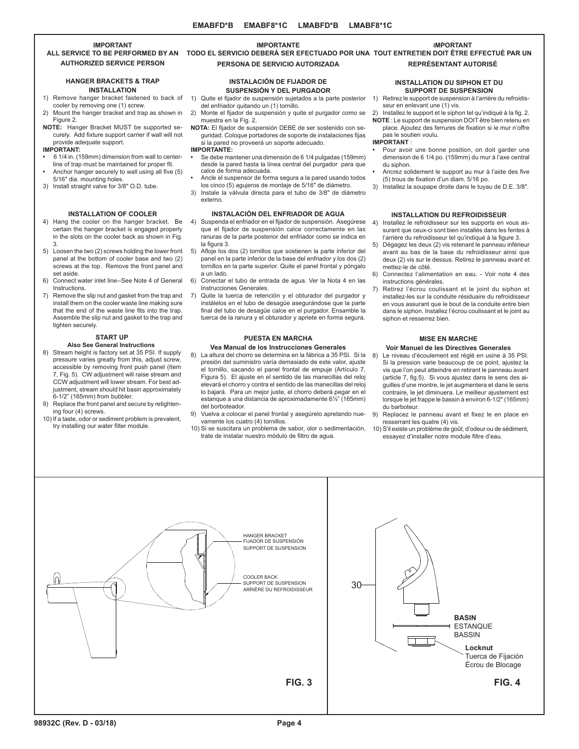## IMPORTANT
## ALL SERVICE TO BE PERFORMED BY AN AUTHORIZED SERVICE PERSON

### HANGER BRACKETS & TRAP INSTALLATION

1) Remove hanger bracket fastened to back of cooler by removing one (1) screw.
2) Mount the hanger bracket and trap as shown in Figure 2.

**NOTE:** Hanger Bracket MUST be supported securely. Add fixture support carrier if wall will not provide adequate support.

**IMPORTANT:**

- 6 1/4 in. (159mm) dimension from wall to centerline of trap must be maintained for proper fit.
- Anchor hanger securely to wall using all five (5) 5/16" dia. mounting holes.

3) Install straight valve for 3/8" O.D. tube.

### INSTALLATION OF COOLER

4) Hang the cooler on the hanger bracket. Be certain the hanger bracket is engaged properly in the slots on the cooler back as shown in Fig. 3.
5) Loosen the two (2) screws holding the lower front panel at the bottom of cooler base and two (2) screws at the top. Remove the front panel and set aside.
6) Connect water inlet line--See Note 4 of General Instructions.
7) Remove the slip nut and gasket from the trap and install them on the cooler waste line making sure that the end of the waste line fits into the trap. Assemble the slip nut and gasket to the trap and tighten securely.

### START UP
**Also See General Instructions**

8) Stream height is factory set at 35 PSI. If supply pressure varies greatly from this, adjust screw, accessible by removing front push panel (Item 7, Fig. 5). CW adjustment will raise stream and CCW adjustment will lower stream. For best adjustment, stream should hit basin approximately 6-1/2" (165mm) from bubbler.
9) Replace the front panel and secure by retightening four (4) screws.
10) If a taste, odor or sediment problem is prevalent, try installing our water filter module.

## IMPORTANTE
## TODO EL SERVICIO DEBERÁ SER EFECTUADO POR UNA PERSONA DE SERVICIO AUTORIZADA

### INSTALACIÓN DE FIJADOR DE SUSPENSIÓN Y DEL PURGADOR

1) Quite el fijador de suspensión sujetados a la parte posterior del enfriador quitando un (1) tornillo.
2) Monte el fijador de suspensión y quite el purgador como se muestra en la Fig. 2.

**NOTA:** El fijador de suspensión DEBE de ser sostenido con seguridad. Coloque portadores de soporte de instalaciones fijas si la pared no proveerá un soporte adecuado.

**IMPORTANTE:**

- Se debe mantener una dimensión de 6 1/4 pulgadas (159mm) desde la pared hasta la línea central del purgador para que calce de forma adecuada.
- Ancle el suspensor de forma segura a la pared usando todos los cinco (5) agujeros de montaje de 5/16" de diámetro.

3) Instale la válvula directa para el tubo de 3/8" de diámetro externo.

### INSTALACIÓN DEL ENFRIADOR DE AGUA

4) Suspenda el enfriador en el fijador de suspensión. Asegúrese que el fijador de suspensión calce correctamente en las ranuras de la parte posterior del enfriador como se indica en la figura 3.
5) Afloje los dos (2) tornillos que sostienen la parte inferior del panel en la parte inferior de la base del enfriador y los dos (2) tornillos en la parte superior. Quite el panel frontal y póngalo a un lado.
6) Conectar el tubo de entrada de agua. Ver la Nota 4 en las Instrucciones Generales.
7) Quite la tuerca de retención y el obturador del purgador y instálelos en el tubo de desagüe asegurándose que la parte final del tubo de desagüe calce en el purgador. Ensamble la tuerca de la ranura y el obturador y apriete en forma segura.

### PUESTA EN MARCHA
**Vea Manual de los Instrucciones Generales**

8) La altura del chorro se determina en la fábrica a 35 PSI. Si la presión del suministro varía demasiado de este valor, ajuste el tornillo, sacando el panel frontal de empuje (Artículo 7, Figura 5). El ajuste en el sentido de las manecillas del reloj elevará el chorro y contra el sentido de las manecillas del reloj lo bajará. Para un mejor juste, el chorro deberá pegar en el estanque a una distancia de aproximadamente 6½" (165mm) del borboteador.
9) Vuelva a colocar el panel frontal y asegúrelo apretando nuevamente los cuatro (4) tornillos.
10) Si se suscitara un problema de sabor, olor o sedimentación, trate de instalar nuestro módulo de filtro de agua.

## IMPORTANT
## TOUT ENTRETIEN DOIT ÊTRE EFFECTUÉ PAR UN REPRÉSENTANT AUTORISÉ

### INSTALLATION DU SIPHON ET DU SUPPORT DE SUSPENSION

1) Retirez le support de suspension à l'arrière du refroidisseur en enlevant une (1) vis.
2) Installez le support et le siphon tel qu'indiqué à la fig. 2.

**NOTE** : Le support de suspension DOIT être bien retenu en place. Ajoutez des ferrures de fixation si le mur n'offre pas le soutien voulu.

**IMPORTANT** :

- Pour avoir une bonne position, on doit garder une dimension de 6 1/4 po. (159mm) du mur à l'axe central du siphon.
- Ancrez solidement le support au mur à l'aide des five (5) trous de fixation d'un diam. 5/16 po.

3) Installez la soupape droite dans le tuyau de D.E. 3/8".

### INSTALLATION DU REFROIDISSEUR

4) Installez le refroidisseur sur les supports en vous assurant que ceux-ci sont bien installés dans les fentes à l'arrière du refroidisseur tel qu'indiqué à la figure 3.
5) Dégagez les deux (2) vis retenant le panneau inférieur avant au bas de la base du refroidisseur ainsi que deux (2) vis sur le dessus. Retirez le panneau avant et mettez-le de côté.
6) Connectez l'alimentation en eau. - Voir note 4 des instructions générales.
7) Retirez l'écrou coulissant et le joint du siphon et installez-les sur la conduite résiduaire du refroidisseur en vous assurant que le bout de la conduite entre bien dans le siphon. Installez l'écrou coulissant et le joint au siphon et resserrez bien.

### MISE EN MARCHE
**Voir Manuel de les Directives Generales**

8) Le niveau d'écoulement est réglé en usine à 35 PSI. Si la pression varie beaucoup de ce point, ajustez la vis que l'on peut atteindre en retirant le panneau avant (article 7, fig.5). Si vous ajustez dans le sens des aiguilles d'une montre, le jet augmentera et dans le sens contraire, le jet diminuera. Le meilleur ajustement est lorsque le jet frappe le bassin à environ 6-1/2" (165mm) du barboteur.
9) Replacez le panneau avant et fixez le en place en resserrant les quatre (4) vis.
10) S'il existe un problème de goût, d'odeur ou de sédiment, essayez d'installer notre module filtre d'eau.

HANGER BRACKET
FIJADOR DE SUSPENSIÓN
SUPPORT DE SUSPENSION

COOLER BACK
SUPPORT DE SUSPENSION
ARRIÈRE DU REFROIDISSEUR

**FIG. 3**

30

**BASIN**
ESTANQUE
BASSIN

**Locknut**
Tuerca de Fijación
Écrou de Blocage

**FIG. 4**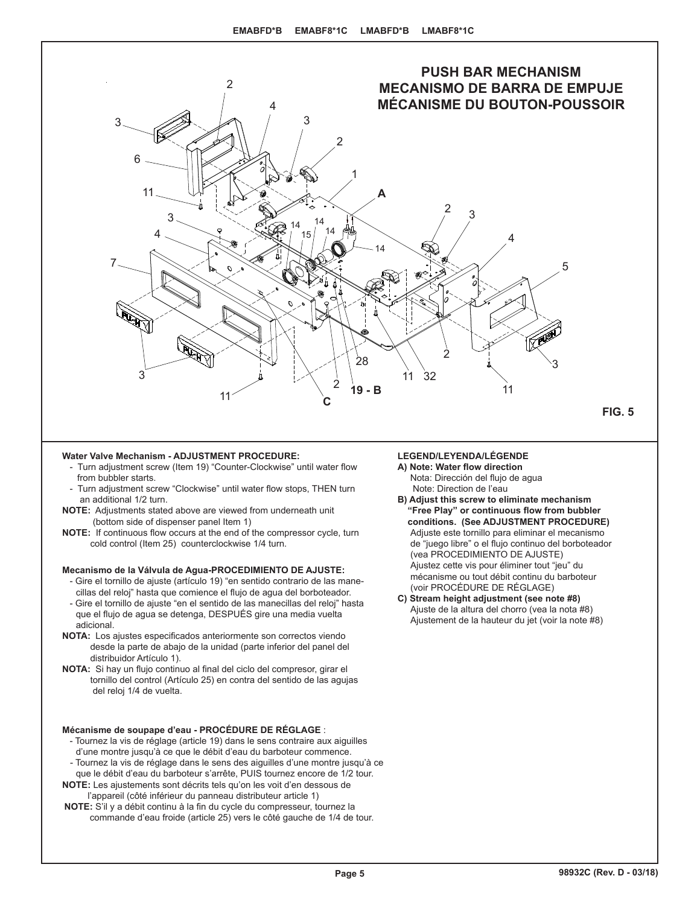EMABFD*B EMABF8*1C LMABFD*B LMABF8*1C

# PUSH BAR MECHANISM
# MECANISMO DE BARRA DE EMPUJE
# MÉCANISME DU BOUTON-POUSSOIR

FIG. 5

**Water Valve Mechanism - ADJUSTMENT PROCEDURE:**

- Turn adjustment screw (Item 19) “Counter-Clockwise” until water flow from bubbler starts.
- Turn adjustment screw “Clockwise” until water flow stops, THEN turn an additional 1/2 turn.

**NOTE:** Adjustments stated above are viewed from underneath unit (bottom side of dispenser panel Item 1)

**NOTE:** If continuous flow occurs at the end of the compressor cycle, turn cold control (Item 25) counterclockwise 1/4 turn.

**Mecanismo de la Válvula de Agua-PROCEDIMIENTO DE AJUSTE:**

- Gire el tornillo de ajuste (artículo 19) “en sentido contrario de las manecillas del reloj” hasta que comience el flujo de agua del borboteador.
- Gire el tornillo de ajuste “en el sentido de las manecillas del reloj” hasta que el flujo de agua se detenga, DESPUÉS gire una media vuelta adicional.

**NOTA:** Los ajustes especificados anteriormente son correctos viendo desde la parte de abajo de la unidad (parte inferior del panel del distribuidor Artículo 1).

**NOTA:** Si hay un flujo continuo al final del ciclo del compresor, girar el tornillo del control (Artículo 25) en contra del sentido de las agujas del reloj 1/4 de vuelta.

**Mécanisme de soupape d’eau - PROCÉDURE DE RÉGLAGE** :

- Tournez la vis de réglage (article 19) dans le sens contraire aux aiguilles d’une montre jusqu’à ce que le débit d’eau du barboteur commence.
- Tournez la vis de réglage dans le sens des aiguilles d’une montre jusqu’à ce que le débit d’eau du barboteur s’arrête, PUIS tournez encore de 1/2 tour.

**NOTE:** Les ajustements sont décrits tels qu’on les voit d’en dessous de l’appareil (côté inférieur du panneau distributeur article 1)

**NOTE:** S’il y a débit continu à la fin du cycle du compresseur, tournez la commande d’eau froide (article 25) vers le côté gauche de 1/4 de tour.

**LEGEND/LEYENDA/LÉGENDE**

**A) Note: Water flow direction**
Nota: Dirección del flujo de agua
Note: Direction de l’eau

**B) Adjust this screw to eliminate mechanism “Free Play” or continuous flow from bubbler conditions. (See ADJUSTMENT PROCEDURE)**
Adjuste este tornillo para eliminar el mecanismo de “juego libre” o el flujo continuo del borboteador (vea PROCEDIMIENTO DE AJUSTE)
Ajustez cette vis pour éliminer tout “jeu” du mécanisme ou tout débit continu du barboteur (voir PROCÉDURE DE RÉGLAGE)

**C) Stream height adjustment (see note #8)**
Ajuste de la altura del chorro (vea la nota #8)
Ajustement de la hauteur du jet (voir la note #8)

98932C (Rev. D - 03/18)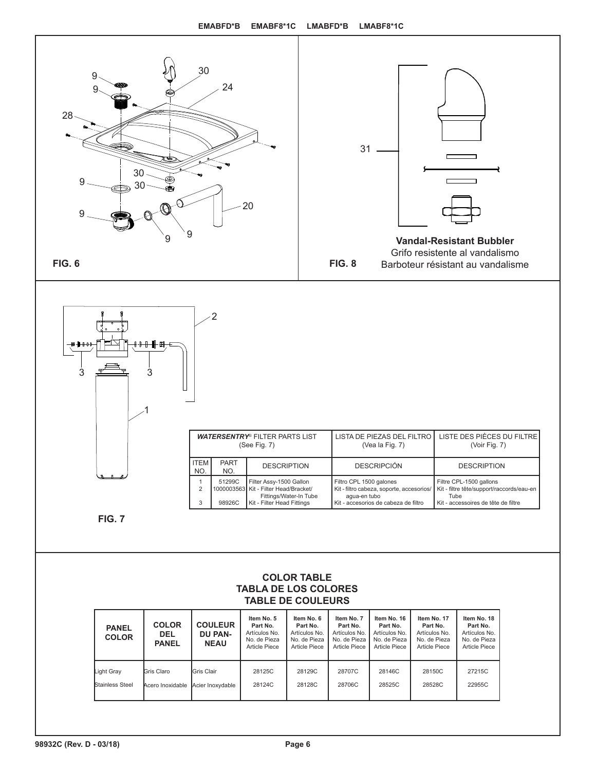FIG. 6

**Vandal-Resistant Bubbler**
Grifo resistente al vandalismo
Barboteur résistant au vandalisme

FIG. 8

| ***WATERSENTRY®* FILTER PARTS LIST** (See Fig. 7) | | | LISTA DE PIEZAS DEL FILTRO (Vea la Fig. 7) | LISTE DES PIÈCES DU FILTRE (Voir Fig. 7) |
|---|---|---|---|---|
| ITEM NO. | PART NO. | DESCRIPTION | DESCRIPCIÓN | DESCRIPTION |
| 1 | 51299C | Filter Assy-1500 Gallon | Filtro CPL 1500 galones | Filtre CPL-1500 gallons |
| 2 | 1000003563 | Kit - Filter Head/Bracket/ Fittings/Water-In Tube | Kit - filtro cabeza, soporte, accesorios/ agua-en tubo | Kit - filtre tête/support/raccords/eau-en Tube |
| 3 | 98926C | Kit - Filter Head Fittings | Kit - accesorios de cabeza de filtro | Kit - accessoires de tête de filtre |

FIG. 7

## COLOR TABLE
## TABLA DE LOS COLORES
## TABLE DE COULEURS

| PANEL COLOR | COLOR DEL PANEL | COULEUR DU PANNEAU | Item No. 5 Part No. Artículos No. No. de Pieza Article Piece | Item No. 6 Part No. Artículos No. No. de Pieza Article Piece | Item No. 7 Part No. Artículos No. No. de Pieza Article Piece | Item No. 16 Part No. Artículos No. No. de Pieza Article Piece | Item No. 17 Part No. Artículos No. No. de Pieza Article Piece | Item No. 18 Part No. Artículos No. No. de Pieza Article Piece |
|---|---|---|---|---|---|---|---|---|
| Light Gray | Gris Claro | Gris Clair | 28125C | 28129C | 28707C | 28146C | 28150C | 27215C |
| Stainless Steel | Acero Inoxidable | Acier Inoxydable | 28124C | 28128C | 28706C | 28525C | 28528C | 22955C |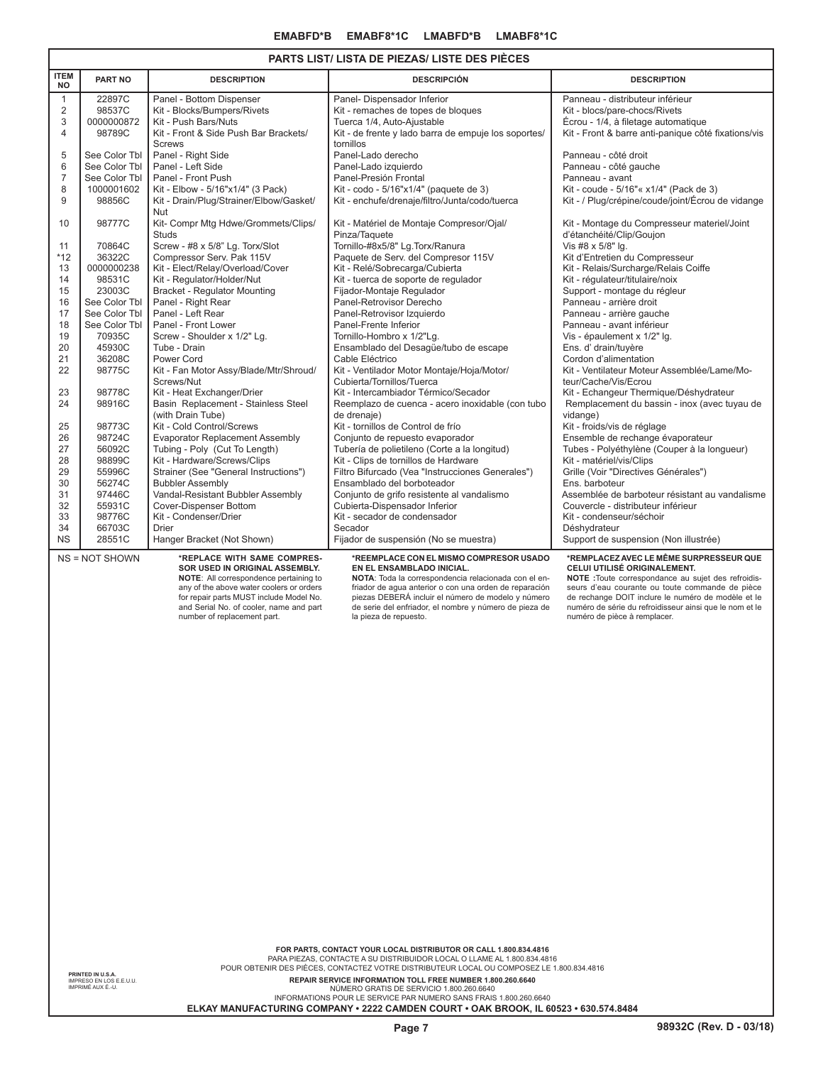EMABFD*B EMABF8*1C LMABFD*B LMABF8*1C

## PARTS LIST/ LISTA DE PIEZAS/ LISTE DES PIÈCES

| ITEM NO | PART NO | DESCRIPTION | DESCRIPCIÓN | DESCRIPTION |
|---|---|---|---|---|
| 1 | 22897C | Panel - Bottom Dispenser | Panel- Dispensador Inferior | Panneau - distributeur inférieur |
| 2 | 98537C | Kit - Blocks/Bumpers/Rivets | Kit - remaches de topes de bloques | Kit - blocs/pare-chocs/Rivets |
| 3 | 0000000872 | Kit - Push Bars/Nuts | Tuerca 1/4, Auto-Ajustable | Écrou - 1/4, à filetage automatique |
| 4 | 98789C | Kit - Front & Side Push Bar Brackets/ Screws | Kit - de frente y lado barra de empuje los soportes/ tornillos | Kit - Front & barre anti-panique côté fixations/vis |
| 5 | See Color Tbl | Panel - Right Side | Panel-Lado derecho | Panneau - côté droit |
| 6 | See Color Tbl | Panel - Left Side | Panel-Lado izquierdo | Panneau - côté gauche |
| 7 | See Color Tbl | Panel - Front Push | Panel-Presión Frontal | Panneau - avant |
| 8 | 1000001602 | Kit - Elbow - 5/16"x1/4" (3 Pack) | Kit - codo - 5/16"x1/4" (paquete de 3) | Kit - coude - 5/16"« x1/4" (Pack de 3) |
| 9 | 98856C | Kit - Drain/Plug/Strainer/Elbow/Gasket/ Nut | Kit - enchufe/drenaje/filtro/Junta/codo/tuerca | Kit - / Plug/crépine/coude/joint/Écrou de vidange |
| 10 | 98777C | Kit- Compr Mtg Hdwe/Grommets/Clips/ Studs | Kit - Matériel de Montaje Compresor/Ojal/ Pinza/Taquete | Kit - Montage du Compresseur materiel/Joint d'étanchéité/Clip/Goujon |
| 11 | 70864C | Screw - #8 x 5/8" Lg. Torx/Slot | Tornillo-#8x5/8" Lg.Torx/Ranura | Vis #8 x 5/8" lg. |
| *12 | 36322C | Compressor Serv. Pak 115V | Paquete de Serv. del Compresor 115V | Kit d'Entretien du Compresseur |
| 13 | 0000000238 | Kit - Elect/Relay/Overload/Cover | Kit - Relé/Sobrecarga/Cubierta | Kit - Relais/Surcharge/Relais Coiffe |
| 14 | 98531C | Kit - Regulator/Holder/Nut | Kit - tuerca de soporte de regulador | Kit - régulateur/titulaire/noix |
| 15 | 23003C | Bracket - Regulator Mounting | Fijador-Montaje Regulador | Support - montage du régleur |
| 16 | See Color Tbl | Panel - Right Rear | Panel-Retrovisor Derecho | Panneau - arrière droit |
| 17 | See Color Tbl | Panel - Left Rear | Panel-Retrovisor Izquierdo | Panneau - arrière gauche |
| 18 | See Color Tbl | Panel - Front Lower | Panel-Frente Inferior | Panneau - avant inférieur |
| 19 | 70935C | Screw - Shoulder x 1/2" Lg. | Tornillo-Hombro x 1/2"Lg. | Vis - épaulement x 1/2" lg. |
| 20 | 45930C | Tube - Drain | Ensamblado del Desagüe/tubo de escape | Ens. d' drain/tuyère |
| 21 | 36208C | Power Cord | Cable Eléctrico | Cordon d'alimentation |
| 22 | 98775C | Kit - Fan Motor Assy/Blade/Mtr/Shroud/ Screws/Nut | Kit - Ventilador Motor Montaje/Hoja/Motor/ Cubierta/Tornillos/Tuerca | Kit - Ventilateur Moteur Assemblée/Lame/Moteur/Cache/Vis/Ecrou |
| 23 | 98778C | Kit - Heat Exchanger/Drier | Kit - Intercambiador Térmico/Secador | Kit - Echangeur Thermique/Déshydrateur |
| 24 | 98916C | Basin Replacement - Stainless Steel (with Drain Tube) | Reemplazo de cuenca - acero inoxidable (con tubo de drenaje) | Remplacement du bassin - inox (avec tuyau de vidange) |
| 25 | 98773C | Kit - Cold Control/Screws | Kit - tornillos de Control de frío | Kit - froids/vis de réglage |
| 26 | 98724C | Evaporator Replacement Assembly | Conjunto de repuesto evaporador | Ensemble de rechange évaporateur |
| 27 | 56092C | Tubing - Poly (Cut To Length) | Tubería de polietileno (Corte a la longitud) | Tubes - Polyéthylène (Couper à la longueur) |
| 28 | 98899C | Kit - Hardware/Screws/Clips | Kit - Clips de tornillos de Hardware | Kit - matériel/vis/Clips |
| 29 | 55996C | Strainer (See "General Instructions") | Filtro Bifurcado (Vea "Instrucciones Generales") | Grille (Voir "Directives Générales") |
| 30 | 56274C | Bubbler Assembly | Ensamblado del borboteador | Ens. barboteur |
| 31 | 97446C | Vandal-Resistant Bubbler Assembly | Conjunto de grifo resistente al vandalismo | Assemblée de barboteur résistant au vandalisme |
| 32 | 55931C | Cover-Dispenser Bottom | Cubierta-Dispensador Inferior | Couvercle - distributeur inférieur |
| 33 | 98776C | Kit - Condenser/Drier | Kit - secador de condensador | Kit - condenseur/séchoir |
| 34 | 66703C | Drier | Secador | Déshydrateur |
| NS | 28551C | Hanger Bracket (Not Shown) | Fijador de suspensión (No se muestra) | Support de suspension (Non illustrée) |

NS = NOT SHOWN

**\*REPLACE WITH SAME COMPRESSOR USED IN ORIGINAL ASSEMBLY.**
**NOTE**: All correspondence pertaining to any of the above water coolers or orders for repair parts MUST include Model No. and Serial No. of cooler, name and part number of replacement part.

**\*REEMPLACE CON EL MISMO COMPRESOR USADO EN EL ENSAMBLADO INICIAL.**
**NOTA**: Toda la correspondencia relacionada con el enfriador de agua anterior o con una orden de reparación piezas DEBERÁ incluir el número de modelo y número de serie del enfriador, el nombre y número de pieza de la pieza de repuesto.

**\*REMPLACEZ AVEC LE MÊME SURPRESSEUR QUE CELUI UTILISÉ ORIGINALEMENT.**
**NOTE** :Toute correspondance au sujet des refroidisseurs d'eau courante ou toute commande de pièce de rechange DOIT inclure le numéro de modèle et le numéro de série du refroidisseur ainsi que le nom et le numéro de pièce à remplacer.

**FOR PARTS, CONTACT YOUR LOCAL DISTRIBUTOR OR CALL 1.800.834.4816**
PARA PIEZAS, CONTACTE A SU DISTRIBUIDOR LOCAL O LLAME AL 1.800.834.4816
POUR OBTENIR DES PIÈCES, CONTACTEZ VOTRE DISTRIBUTEUR LOCAL OU COMPOSEZ LE 1.800.834.4816

**REPAIR SERVICE INFORMATION TOLL FREE NUMBER 1.800.260.6640**
NÚMERO GRATIS DE SERVICIO 1.800.260.6640
INFORMATIONS POUR LE SERVICE PAR NUMERO SANS FRAIS 1.800.260.6640

PRINTED IN U.S.A.
IMPRESO EN LOS E.E.U.U.
IMPRIMÉ AUX É.-U.

**ELKAY MANUFACTURING COMPANY • 2222 CAMDEN COURT • OAK BROOK, IL 60523 • 630.574.8484**

98932C (Rev. D - 03/18)